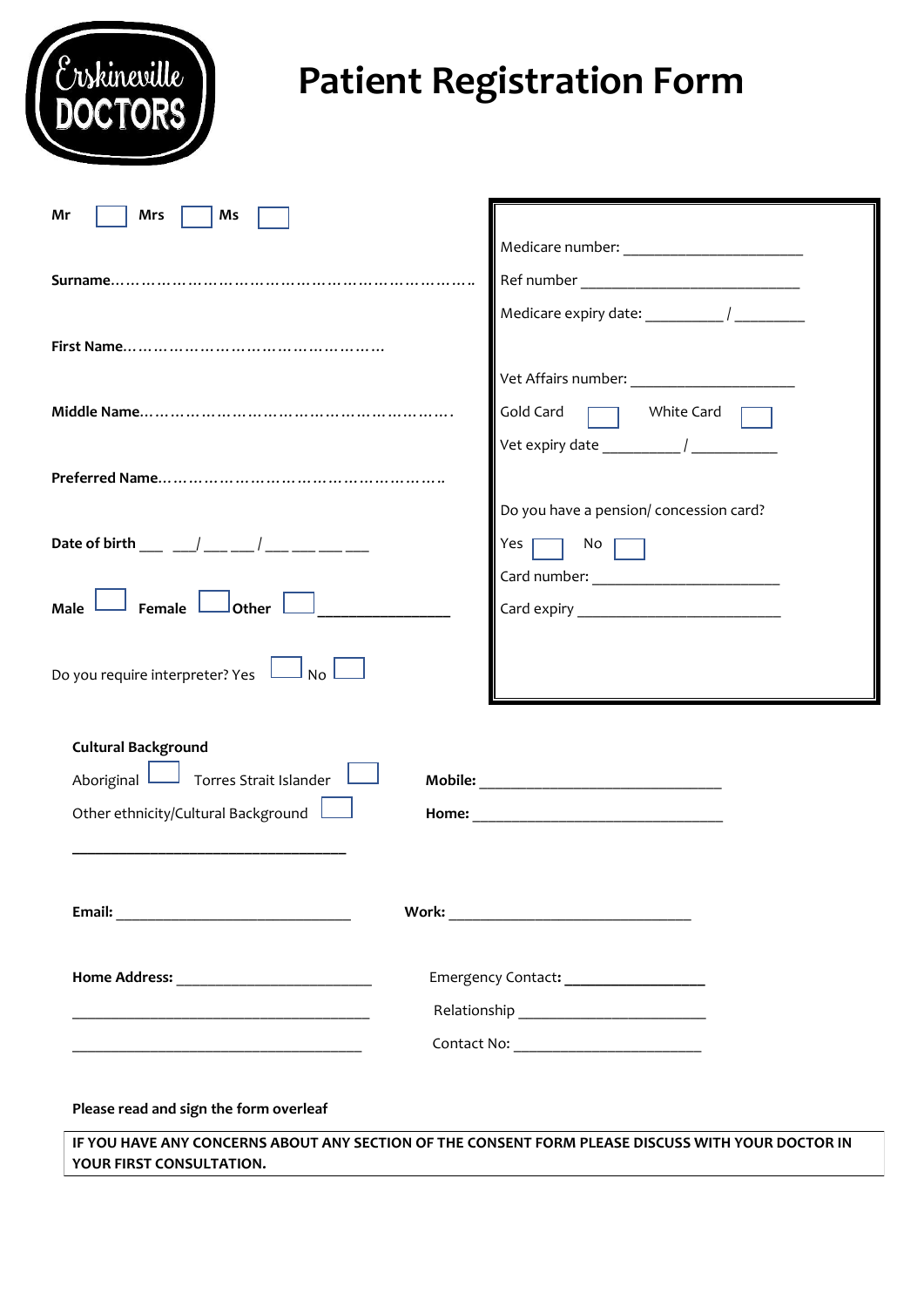Erskineville DOCTORS

# Patient Registration Form

**Mr** ☐ **Mrs** ☐ **Ms** ☐

**Surname**……………………………………………………………..

**First Name**…………………………………………

**Middle Name**………………………………………………….

**Preferred Name**……………………………………………..

**Date of birth** ___ ___/ ___ ___/ ___ ___ ___ ___

**Male** ☐ **Female** ☐ **Other** ☐ ________________

Do you require interpreter? Yes ☐ No ☐

Medicare number: ______________________

Ref number ___________________________

Medicare expiry date: _________ / ________

Vet Affairs number: ___________________

Gold Card ☐ White Card ☐

Vet expiry date _________ / __________

Do you have a pension/ concession card?

Yes ☐ No ☐

Card number: ________________________

Card expiry _________________________

**Cultural Background**

Aboriginal ☐ Torres Strait Islander ☐

Other ethnicity/Cultural Background ☐

___________________________________

**Mobile:** ______________________________

**Home:** _______________________________

**Email:** ______________________________

**Work:** ______________________________

**Home Address:** _________________________

_______________________________________

_______________________________________

Emergency Contact**:** _________________

Relationship _______________________

Contact No: ________________________

**Please read and sign the form overleaf**

**IF YOU HAVE ANY CONCERNS ABOUT ANY SECTION OF THE CONSENT FORM PLEASE DISCUSS WITH YOUR DOCTOR IN YOUR FIRST CONSULTATION.**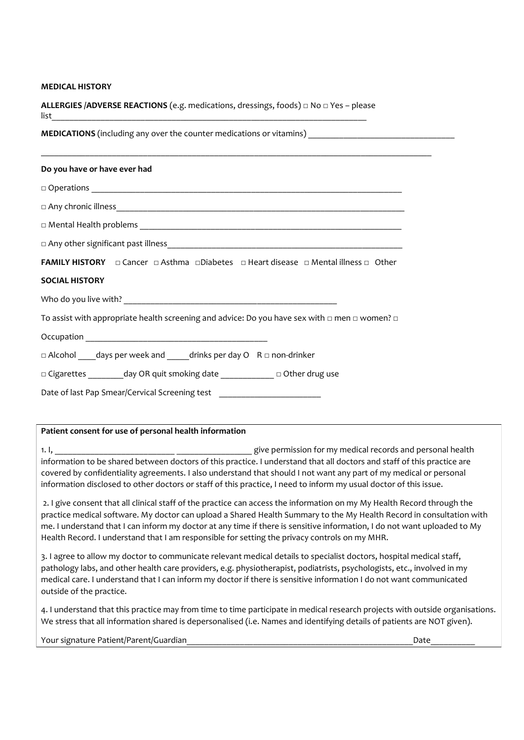**MEDICAL HISTORY**

**ALLERGIES /ADVERSE REACTIONS** (e.g. medications, dressings, foods) □ No □ Yes – please list_____________________________________________________________________________

**MEDICATIONS** (including any over the counter medications or vitamins) ___________________________________

_______________________________________________________________________________________________

**Do you have or have ever had**

□ Operations ___________________________________________________________________________

□ Any chronic illness_____________________________________________________________________

□ Mental Health problems _______________________________________________________________

□ Any other significant past illness__________________________________________________________

**FAMILY HISTORY** □ Cancer □ Asthma □Diabetes □ Heart disease □ Mental illness □ Other

**SOCIAL HISTORY**

Who do you live with? ___________________________________________________

To assist with appropriate health screening and advice: Do you have sex with □ men □ women? □

Occupation __________________________________________

□ Alcohol ____days per week and _____drinks per day O R □ non-drinker

□ Cigarettes ________day OR quit smoking date ____________ □ Other drug use

Date of last Pap Smear/Cervical Screening test ________________________

**Patient consent for use of personal health information**

1. I, ___________________________ _________________ give permission for my medical records and personal health information to be shared between doctors of this practice. I understand that all doctors and staff of this practice are covered by confidentiality agreements. I also understand that should I not want any part of my medical or personal information disclosed to other doctors or staff of this practice, I need to inform my usual doctor of this issue.

2. I give consent that all clinical staff of the practice can access the information on my My Health Record through the practice medical software. My doctor can upload a Shared Health Summary to the My Health Record in consultation with me. I understand that I can inform my doctor at any time if there is sensitive information, I do not want uploaded to My Health Record. I understand that I am responsible for setting the privacy controls on my MHR.

3. I agree to allow my doctor to communicate relevant medical details to specialist doctors, hospital medical staff, pathology labs, and other health care providers, e.g. physiotherapist, podiatrists, psychologists, etc., involved in my medical care. I understand that I can inform my doctor if there is sensitive information I do not want communicated outside of the practice.

4. I understand that this practice may from time to time participate in medical research projects with outside organisations. We stress that all information shared is depersonalised (i.e. Names and identifying details of patients are NOT given).

Your signature Patient/Parent/Guardian_______________________________________________________Date__________